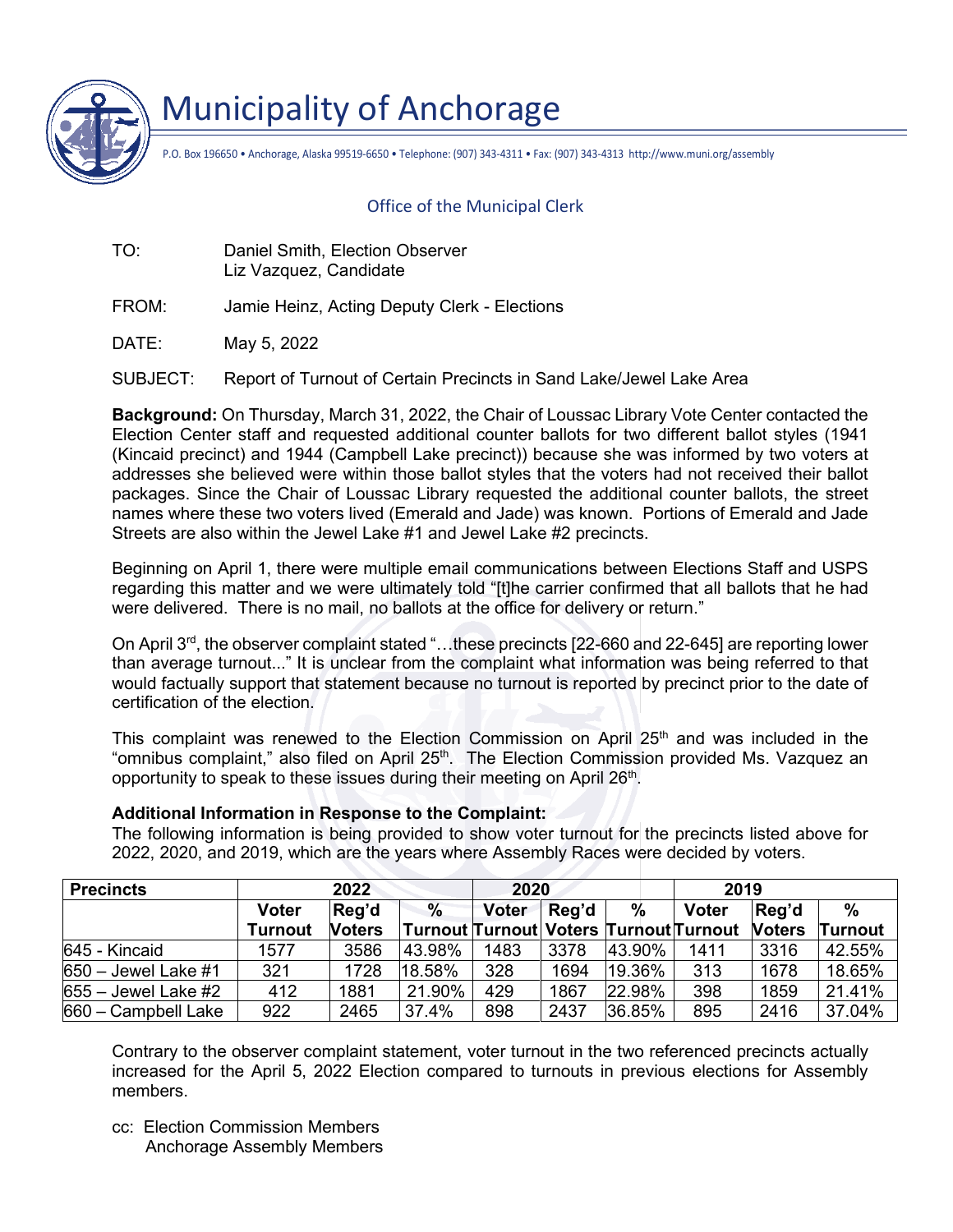# Municipality of Anchorage

P.O. Box 196650 • Anchorage, Alaska 99519-6650 • Telephone: (907) 343-4311 • Fax: (907) 343-4313 http://www.muni.org/assembly

## Office of the Municipal Clerk

TO: Daniel Smith, Election Observer
Liz Vazquez, Candidate

FROM: Jamie Heinz, Acting Deputy Clerk - Elections

DATE: May 5, 2022

SUBJECT: Report of Turnout of Certain Precincts in Sand Lake/Jewel Lake Area

**Background:** On Thursday, March 31, 2022, the Chair of Loussac Library Vote Center contacted the Election Center staff and requested additional counter ballots for two different ballot styles (1941 (Kincaid precinct) and 1944 (Campbell Lake precinct)) because she was informed by two voters at addresses she believed were within those ballot styles that the voters had not received their ballot packages. Since the Chair of Loussac Library requested the additional counter ballots, the street names where these two voters lived (Emerald and Jade) was known. Portions of Emerald and Jade Streets are also within the Jewel Lake #1 and Jewel Lake #2 precincts.

Beginning on April 1, there were multiple email communications between Elections Staff and USPS regarding this matter and we were ultimately told "[t]he carrier confirmed that all ballots that he had were delivered. There is no mail, no ballots at the office for delivery or return."

On April 3rd, the observer complaint stated "…these precincts [22-660 and 22-645] are reporting lower than average turnout..." It is unclear from the complaint what information was being referred to that would factually support that statement because no turnout is reported by precinct prior to the date of certification of the election.

This complaint was renewed to the Election Commission on April 25th and was included in the "omnibus complaint," also filed on April 25th. The Election Commission provided Ms. Vazquez an opportunity to speak to these issues during their meeting on April 26th.

**Additional Information in Response to the Complaint:**
The following information is being provided to show voter turnout for the precincts listed above for 2022, 2020, and 2019, which are the years where Assembly Races were decided by voters.

| Precincts | 2022 | | | 2020 | | | 2019 | | |
|---|---|---|---|---|---|---|---|---|---|
| | Voter Turnout | Reg'd Voters | % Turnout | Voter Turnout | Reg'd Voters | % Turnout | Voter Turnout | Reg'd Voters | % Turnout |
| 645 - Kincaid | 1577 | 3586 | 43.98% | 1483 | 3378 | 43.90% | 1411 | 3316 | 42.55% |
| 650 – Jewel Lake #1 | 321 | 1728 | 18.58% | 328 | 1694 | 19.36% | 313 | 1678 | 18.65% |
| 655 – Jewel Lake #2 | 412 | 1881 | 21.90% | 429 | 1867 | 22.98% | 398 | 1859 | 21.41% |
| 660 – Campbell Lake | 922 | 2465 | 37.4% | 898 | 2437 | 36.85% | 895 | 2416 | 37.04% |

Contrary to the observer complaint statement, voter turnout in the two referenced precincts actually increased for the April 5, 2022 Election compared to turnouts in previous elections for Assembly members.

cc: Election Commission Members
Anchorage Assembly Members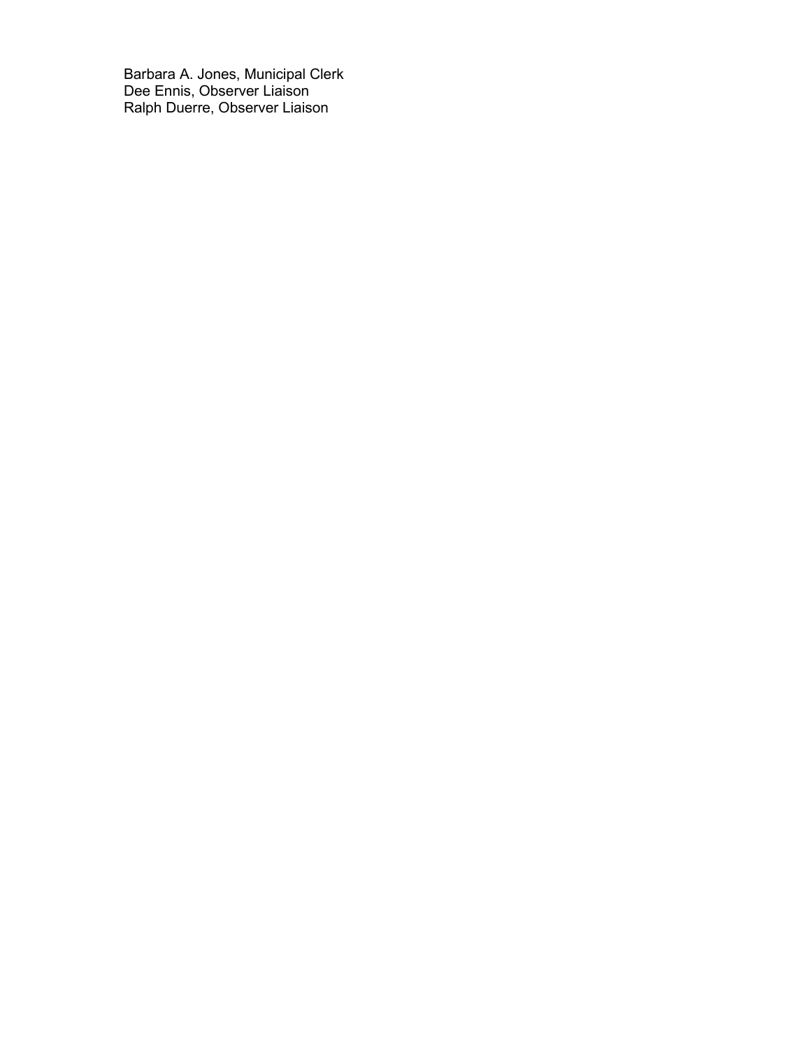Barbara A. Jones, Municipal Clerk
Dee Ennis, Observer Liaison
Ralph Duerre, Observer Liaison